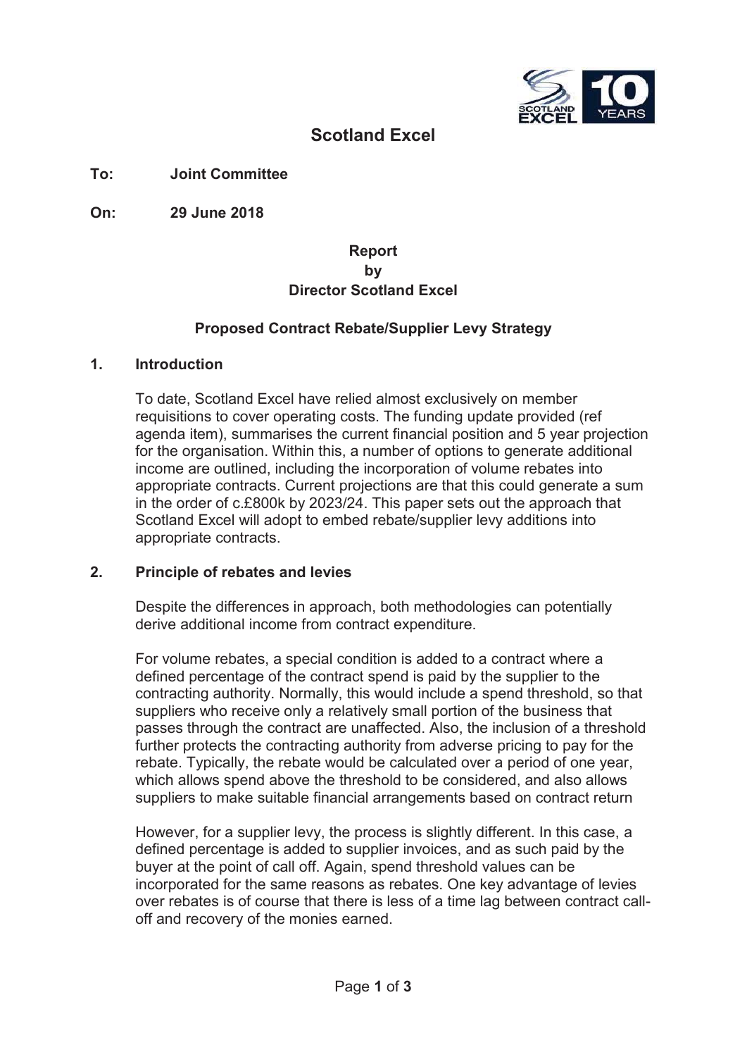# Scotland Excel

**To:** Joint Committee

**On:** 29 June 2018

**Report**
**by**
**Director Scotland Excel**

**Proposed Contract Rebate/Supplier Levy Strategy**

## 1. Introduction

To date, Scotland Excel have relied almost exclusively on member requisitions to cover operating costs. The funding update provided (ref agenda item), summarises the current financial position and 5 year projection for the organisation. Within this, a number of options to generate additional income are outlined, including the incorporation of volume rebates into appropriate contracts. Current projections are that this could generate a sum in the order of c.£800k by 2023/24. This paper sets out the approach that Scotland Excel will adopt to embed rebate/supplier levy additions into appropriate contracts.

## 2. Principle of rebates and levies

Despite the differences in approach, both methodologies can potentially derive additional income from contract expenditure.

For volume rebates, a special condition is added to a contract where a defined percentage of the contract spend is paid by the supplier to the contracting authority. Normally, this would include a spend threshold, so that suppliers who receive only a relatively small portion of the business that passes through the contract are unaffected. Also, the inclusion of a threshold further protects the contracting authority from adverse pricing to pay for the rebate. Typically, the rebate would be calculated over a period of one year, which allows spend above the threshold to be considered, and also allows suppliers to make suitable financial arrangements based on contract return

However, for a supplier levy, the process is slightly different. In this case, a defined percentage is added to supplier invoices, and as such paid by the buyer at the point of call off. Again, spend threshold values can be incorporated for the same reasons as rebates. One key advantage of levies over rebates is of course that there is less of a time lag between contract call-off and recovery of the monies earned.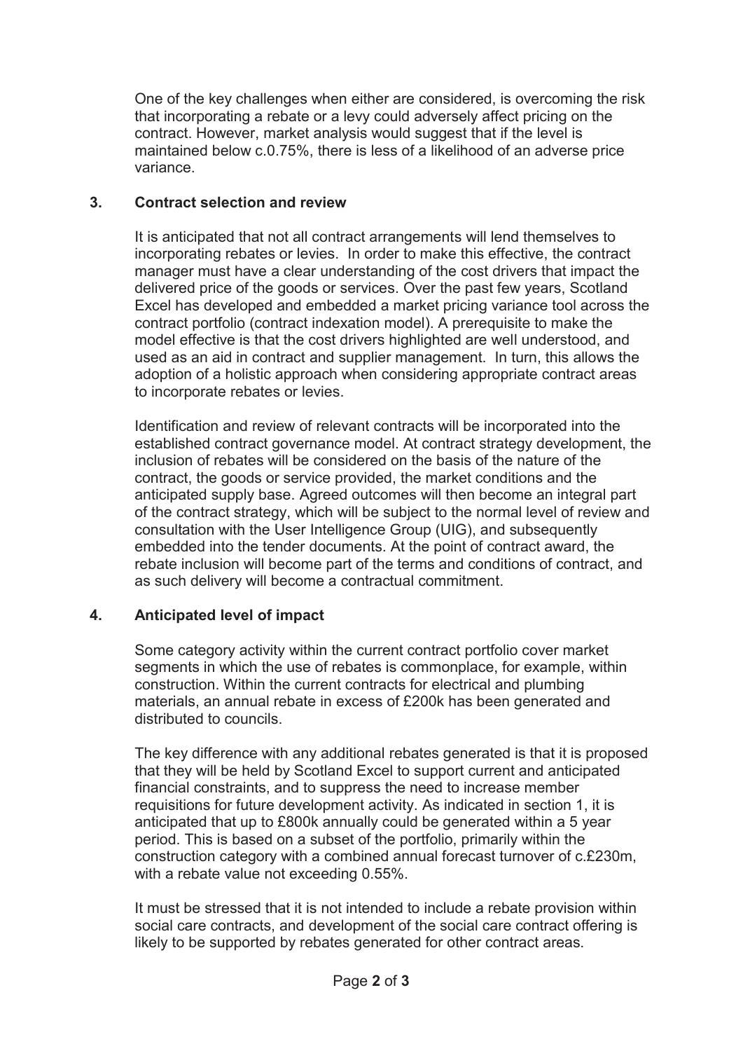One of the key challenges when either are considered, is overcoming the risk that incorporating a rebate or a levy could adversely affect pricing on the contract. However, market analysis would suggest that if the level is maintained below c.0.75%, there is less of a likelihood of an adverse price variance.

## 3. Contract selection and review

It is anticipated that not all contract arrangements will lend themselves to incorporating rebates or levies. In order to make this effective, the contract manager must have a clear understanding of the cost drivers that impact the delivered price of the goods or services. Over the past few years, Scotland Excel has developed and embedded a market pricing variance tool across the contract portfolio (contract indexation model). A prerequisite to make the model effective is that the cost drivers highlighted are well understood, and used as an aid in contract and supplier management. In turn, this allows the adoption of a holistic approach when considering appropriate contract areas to incorporate rebates or levies.

Identification and review of relevant contracts will be incorporated into the established contract governance model. At contract strategy development, the inclusion of rebates will be considered on the basis of the nature of the contract, the goods or service provided, the market conditions and the anticipated supply base. Agreed outcomes will then become an integral part of the contract strategy, which will be subject to the normal level of review and consultation with the User Intelligence Group (UIG), and subsequently embedded into the tender documents. At the point of contract award, the rebate inclusion will become part of the terms and conditions of contract, and as such delivery will become a contractual commitment.

## 4. Anticipated level of impact

Some category activity within the current contract portfolio cover market segments in which the use of rebates is commonplace, for example, within construction. Within the current contracts for electrical and plumbing materials, an annual rebate in excess of £200k has been generated and distributed to councils.

The key difference with any additional rebates generated is that it is proposed that they will be held by Scotland Excel to support current and anticipated financial constraints, and to suppress the need to increase member requisitions for future development activity. As indicated in section 1, it is anticipated that up to £800k annually could be generated within a 5 year period. This is based on a subset of the portfolio, primarily within the construction category with a combined annual forecast turnover of c.£230m, with a rebate value not exceeding 0.55%.

It must be stressed that it is not intended to include a rebate provision within social care contracts, and development of the social care contract offering is likely to be supported by rebates generated for other contract areas.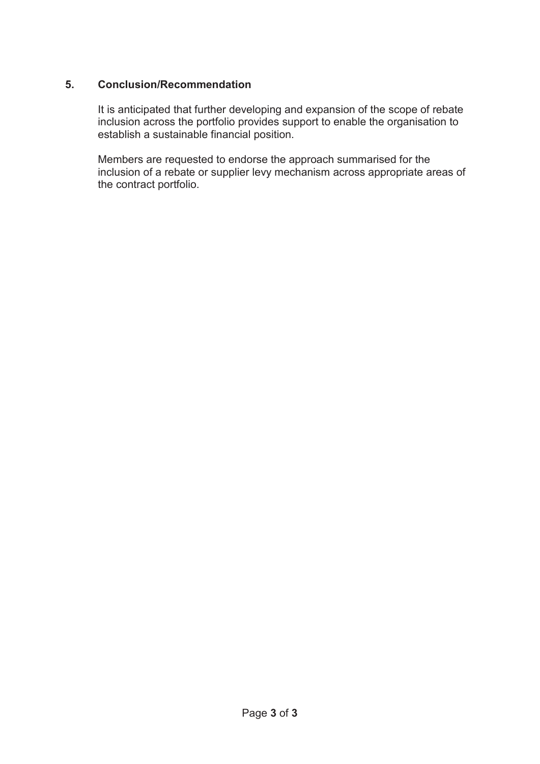## 5. Conclusion/Recommendation

It is anticipated that further developing and expansion of the scope of rebate inclusion across the portfolio provides support to enable the organisation to establish a sustainable financial position.

Members are requested to endorse the approach summarised for the inclusion of a rebate or supplier levy mechanism across appropriate areas of the contract portfolio.